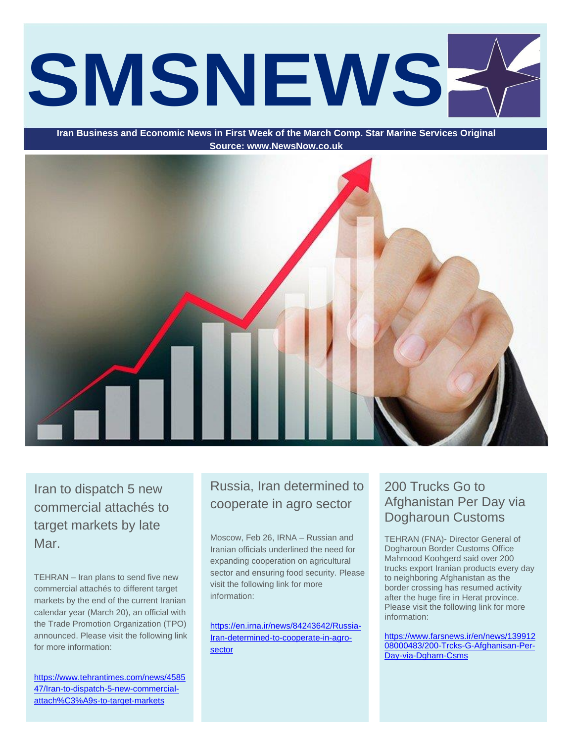# SMSNEWS

**Iran Business and Economic News in First Week of the March Comp. Star Marine Services Original Source: www.NewsNow.co.uk**

## Iran to dispatch 5 new commercial attachés to target markets by late Mar.

TEHRAN – Iran plans to send five new commercial attachés to different target markets by the end of the current Iranian calendar year (March 20), an official with the Trade Promotion Organization (TPO) announced. Please visit the following link for more information:

https://www.tehrantimes.com/news/458547/Iran-to-dispatch-5-new-commercial-attach%C3%A9s-to-target-markets

## Russia, Iran determined to cooperate in agro sector

Moscow, Feb 26, IRNA – Russian and Iranian officials underlined the need for expanding cooperation on agricultural sector and ensuring food security. Please visit the following link for more information:

https://en.irna.ir/news/84243642/Russia-Iran-determined-to-cooperate-in-agro-sector

## 200 Trucks Go to Afghanistan Per Day via Dogharoun Customs

TEHRAN (FNA)- Director General of Dogharoun Border Customs Office Mahmood Koohgerd said over 200 trucks export Iranian products every day to neighboring Afghanistan as the border crossing has resumed activity after the huge fire in Herat province. Please visit the following link for more information:

https://www.farsnews.ir/en/news/13991208000483/200-Trcks-G-Afghanisan-Per-Day-via-Dgharn-Csms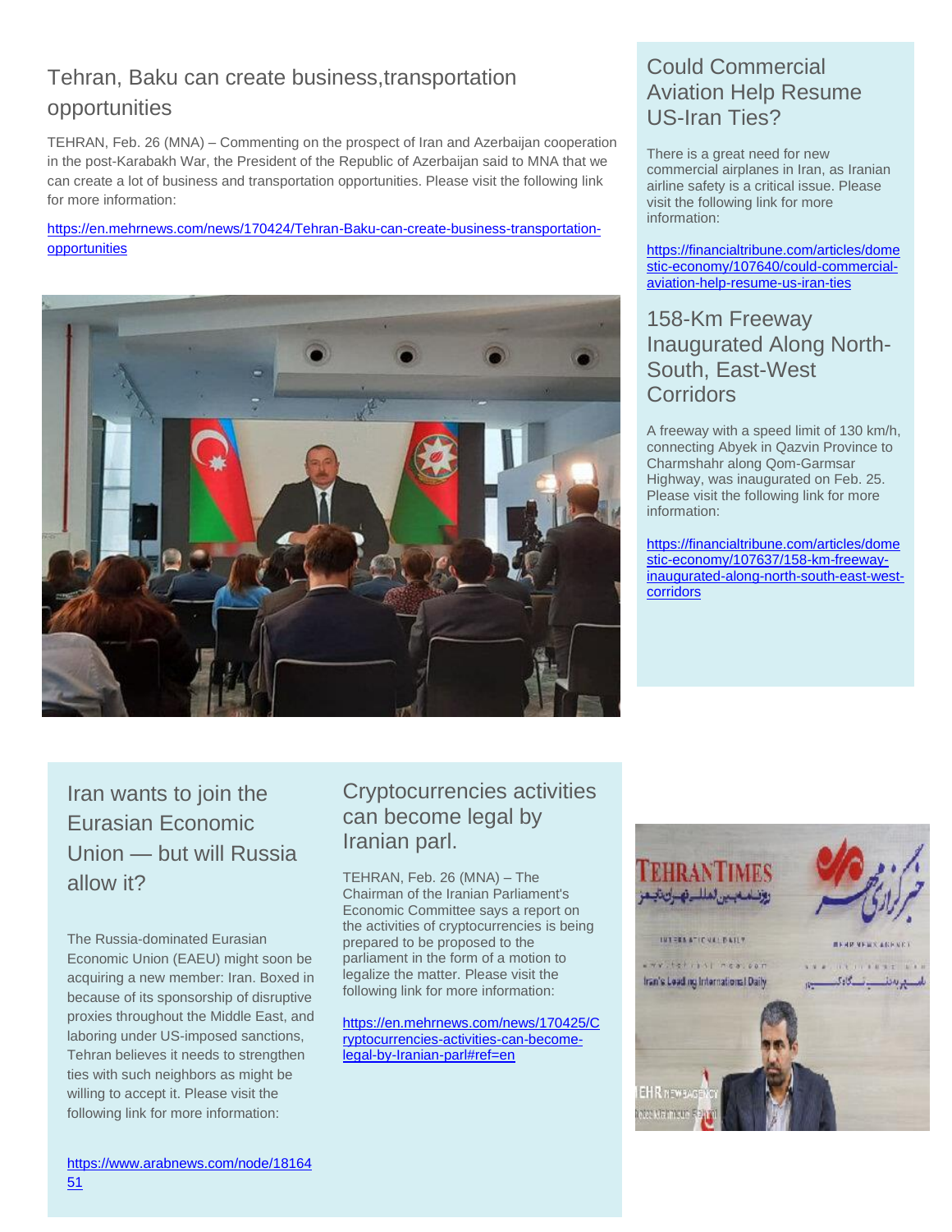## Tehran, Baku can create business,transportation opportunities

TEHRAN, Feb. 26 (MNA) – Commenting on the prospect of Iran and Azerbaijan cooperation in the post-Karabakh War, the President of the Republic of Azerbaijan said to MNA that we can create a lot of business and transportation opportunities. Please visit the following link for more information:

https://en.mehrnews.com/news/170424/Tehran-Baku-can-create-business-transportation-opportunities

## Could Commercial Aviation Help Resume US-Iran Ties?

There is a great need for new commercial airplanes in Iran, as Iranian airline safety is a critical issue. Please visit the following link for more information:

https://financialtribune.com/articles/domestic-economy/107640/could-commercial-aviation-help-resume-us-iran-ties

## 158-Km Freeway Inaugurated Along North-South, East-West Corridors

A freeway with a speed limit of 130 km/h, connecting Abyek in Qazvin Province to Charmshahr along Qom-Garmsar Highway, was inaugurated on Feb. 25. Please visit the following link for more information:

https://financialtribune.com/articles/domestic-economy/107637/158-km-freeway-inaugurated-along-north-south-east-west-corridors

## Iran wants to join the Eurasian Economic Union — but will Russia allow it?

The Russia-dominated Eurasian Economic Union (EAEU) might soon be acquiring a new member: Iran. Boxed in because of its sponsorship of disruptive proxies throughout the Middle East, and laboring under US-imposed sanctions, Tehran believes it needs to strengthen ties with such neighbors as might be willing to accept it. Please visit the following link for more information:

https://www.arabnews.com/node/1816451

## Cryptocurrencies activities can become legal by Iranian parl.

TEHRAN, Feb. 26 (MNA) – The Chairman of the Iranian Parliament's Economic Committee says a report on the activities of cryptocurrencies is being prepared to be proposed to the parliament in the form of a motion to legalize the matter. Please visit the following link for more information:

https://en.mehrnews.com/news/170425/Cryptocurrencies-activities-can-become-legal-by-Iranian-parl#ref=en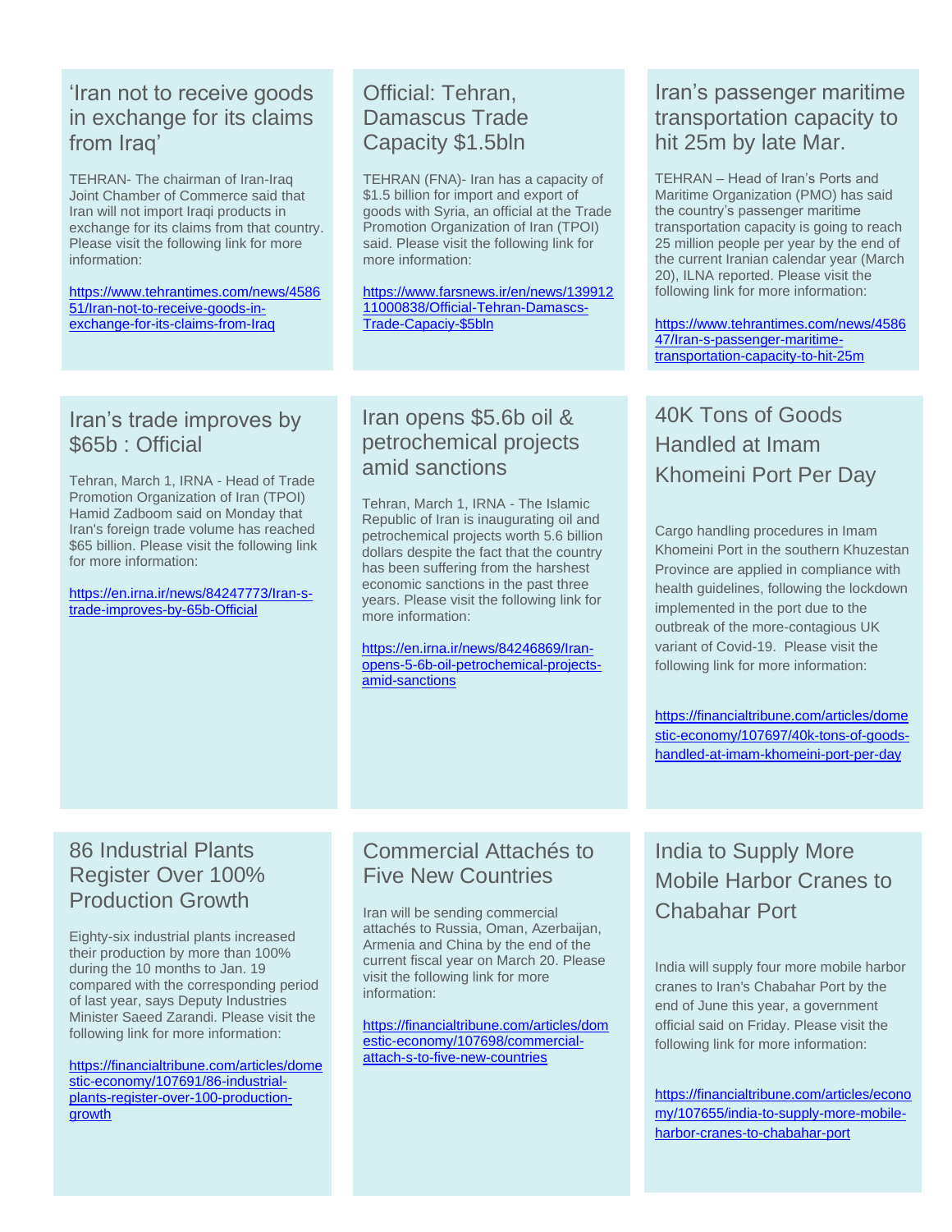## 'Iran not to receive goods in exchange for its claims from Iraq'

TEHRAN- The chairman of Iran-Iraq Joint Chamber of Commerce said that Iran will not import Iraqi products in exchange for its claims from that country. Please visit the following link for more information:

https://www.tehrantimes.com/news/458651/Iran-not-to-receive-goods-in-exchange-for-its-claims-from-Iraq

## Official: Tehran, Damascus Trade Capacity $1.5bln

TEHRAN (FNA)- Iran has a capacity of $1.5 billion for import and export of goods with Syria, an official at the Trade Promotion Organization of Iran (TPOI) said. Please visit the following link for more information:

https://www.farsnews.ir/en/news/13991211000838/Official-Tehran-Damascs-Trade-Capaciy-$5bln

## Iran's passenger maritime transportation capacity to hit 25m by late Mar.

TEHRAN – Head of Iran's Ports and Maritime Organization (PMO) has said the country's passenger maritime transportation capacity is going to reach 25 million people per year by the end of the current Iranian calendar year (March 20), ILNA reported. Please visit the following link for more information:

https://www.tehrantimes.com/news/458647/Iran-s-passenger-maritime-transportation-capacity-to-hit-25m

## Iran's trade improves by $65b : Official

Tehran, March 1, IRNA - Head of Trade Promotion Organization of Iran (TPOI) Hamid Zadboom said on Monday that Iran's foreign trade volume has reached $65 billion. Please visit the following link for more information:

https://en.irna.ir/news/84247773/Iran-s-trade-improves-by-65b-Official

## Iran opens $5.6b oil & petrochemical projects amid sanctions

Tehran, March 1, IRNA - The Islamic Republic of Iran is inaugurating oil and petrochemical projects worth 5.6 billion dollars despite the fact that the country has been suffering from the harshest economic sanctions in the past three years. Please visit the following link for more information:

https://en.irna.ir/news/84246869/Iran-opens-5-6b-oil-petrochemical-projects-amid-sanctions

## 40K Tons of Goods Handled at Imam Khomeini Port Per Day

Cargo handling procedures in Imam Khomeini Port in the southern Khuzestan Province are applied in compliance with health guidelines, following the lockdown implemented in the port due to the outbreak of the more-contagious UK variant of Covid-19. Please visit the following link for more information:

https://financialtribune.com/articles/domestic-economy/107697/40k-tons-of-goods-handled-at-imam-khomeini-port-per-day

## 86 Industrial Plants Register Over 100% Production Growth

Eighty-six industrial plants increased their production by more than 100% during the 10 months to Jan. 19 compared with the corresponding period of last year, says Deputy Industries Minister Saeed Zarandi. Please visit the following link for more information:

https://financialtribune.com/articles/domestic-economy/107691/86-industrial-plants-register-over-100-production-growth

## Commercial Attachés to Five New Countries

Iran will be sending commercial attachés to Russia, Oman, Azerbaijan, Armenia and China by the end of the current fiscal year on March 20. Please visit the following link for more information:

https://financialtribune.com/articles/domestic-economy/107698/commercial-attach-s-to-five-new-countries

## India to Supply More Mobile Harbor Cranes to Chabahar Port

India will supply four more mobile harbor cranes to Iran's Chabahar Port by the end of June this year, a government official said on Friday. Please visit the following link for more information:

https://financialtribune.com/articles/economy/107655/india-to-supply-more-mobile-harbor-cranes-to-chabahar-port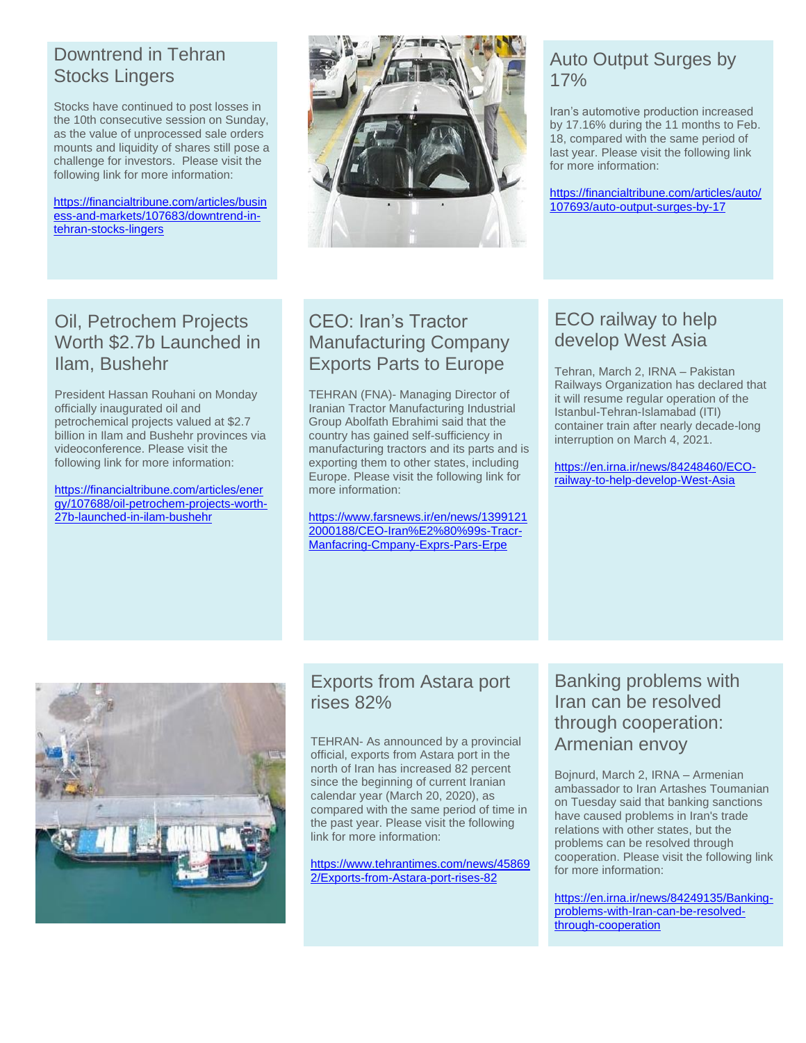## Downtrend in Tehran Stocks Lingers

Stocks have continued to post losses in the 10th consecutive session on Sunday, as the value of unprocessed sale orders mounts and liquidity of shares still pose a challenge for investors. Please visit the following link for more information:

https://financialtribune.com/articles/business-and-markets/107683/downtrend-in-tehran-stocks-lingers

## Auto Output Surges by 17%

Iran's automotive production increased by 17.16% during the 11 months to Feb. 18, compared with the same period of last year. Please visit the following link for more information:

https://financialtribune.com/articles/auto/107693/auto-output-surges-by-17

## Oil, Petrochem Projects Worth $2.7b Launched in Ilam, Bushehr

President Hassan Rouhani on Monday officially inaugurated oil and petrochemical projects valued at $2.7 billion in Ilam and Bushehr provinces via videoconference. Please visit the following link for more information:

https://financialtribune.com/articles/energy/107688/oil-petrochem-projects-worth-27b-launched-in-ilam-bushehr

## CEO: Iran's Tractor Manufacturing Company Exports Parts to Europe

TEHRAN (FNA)- Managing Director of Iranian Tractor Manufacturing Industrial Group Abolfath Ebrahimi said that the country has gained self-sufficiency in manufacturing tractors and its parts and is exporting them to other states, including Europe. Please visit the following link for more information:

https://www.farsnews.ir/en/news/13991212000188/CEO-Iran%E2%80%99s-Tracr-Manfacring-Cmpany-Exprs-Pars-Erpe

## ECO railway to help develop West Asia

Tehran, March 2, IRNA – Pakistan Railways Organization has declared that it will resume regular operation of the Istanbul-Tehran-Islamabad (ITI) container train after nearly decade-long interruption on March 4, 2021.

https://en.irna.ir/news/84248460/ECO-railway-to-help-develop-West-Asia

## Exports from Astara port rises 82%

TEHRAN- As announced by a provincial official, exports from Astara port in the north of Iran has increased 82 percent since the beginning of current Iranian calendar year (March 20, 2020), as compared with the same period of time in the past year. Please visit the following link for more information:

https://www.tehrantimes.com/news/458692/Exports-from-Astara-port-rises-82

## Banking problems with Iran can be resolved through cooperation: Armenian envoy

Bojnurd, March 2, IRNA – Armenian ambassador to Iran Artashes Toumanian on Tuesday said that banking sanctions have caused problems in Iran's trade relations with other states, but the problems can be resolved through cooperation. Please visit the following link for more information:

https://en.irna.ir/news/84249135/Banking-problems-with-Iran-can-be-resolved-through-cooperation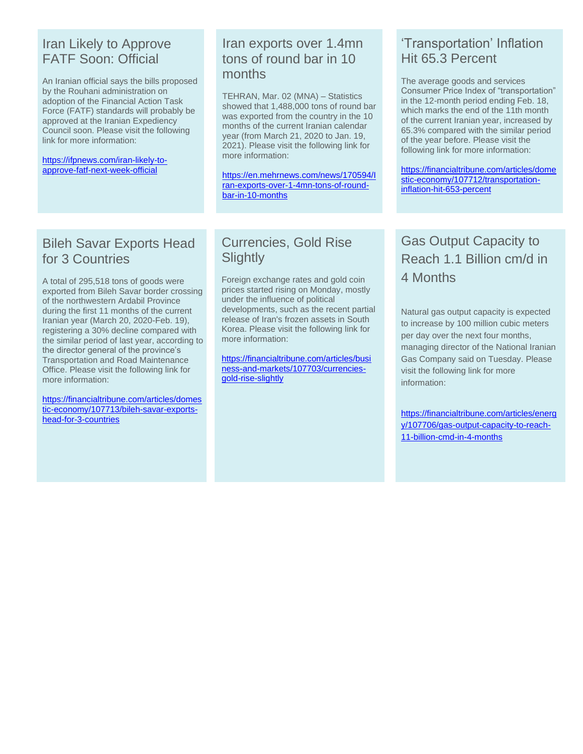## Iran Likely to Approve FATF Soon: Official

An Iranian official says the bills proposed by the Rouhani administration on adoption of the Financial Action Task Force (FATF) standards will probably be approved at the Iranian Expediency Council soon. Please visit the following link for more information:

https://ifpnews.com/iran-likely-to-approve-fatf-next-week-official

## Iran exports over 1.4mn tons of round bar in 10 months

TEHRAN, Mar. 02 (MNA) – Statistics showed that 1,488,000 tons of round bar was exported from the country in the 10 months of the current Iranian calendar year (from March 21, 2020 to Jan. 19, 2021). Please visit the following link for more information:

https://en.mehrnews.com/news/170594/Iran-exports-over-1-4mn-tons-of-round-bar-in-10-months

## ‘Transportation’ Inflation Hit 65.3 Percent

The average goods and services Consumer Price Index of “transportation” in the 12-month period ending Feb. 18, which marks the end of the 11th month of the current Iranian year, increased by 65.3% compared with the similar period of the year before. Please visit the following link for more information:

https://financialtribune.com/articles/domestic-economy/107712/transportation-inflation-hit-653-percent

## Bileh Savar Exports Head for 3 Countries

A total of 295,518 tons of goods were exported from Bileh Savar border crossing of the northwestern Ardabil Province during the first 11 months of the current Iranian year (March 20, 2020-Feb. 19), registering a 30% decline compared with the similar period of last year, according to the director general of the province’s Transportation and Road Maintenance Office. Please visit the following link for more information:

https://financialtribune.com/articles/domestic-economy/107713/bileh-savar-exports-head-for-3-countries

## Currencies, Gold Rise Slightly

Foreign exchange rates and gold coin prices started rising on Monday, mostly under the influence of political developments, such as the recent partial release of Iran's frozen assets in South Korea. Please visit the following link for more information:

https://financialtribune.com/articles/business-and-markets/107703/currencies-gold-rise-slightly

## Gas Output Capacity to Reach 1.1 Billion cm/d in 4 Months

Natural gas output capacity is expected to increase by 100 million cubic meters per day over the next four months, managing director of the National Iranian Gas Company said on Tuesday. Please visit the following link for more information:

https://financialtribune.com/articles/energy/107706/gas-output-capacity-to-reach-11-billion-cmd-in-4-months